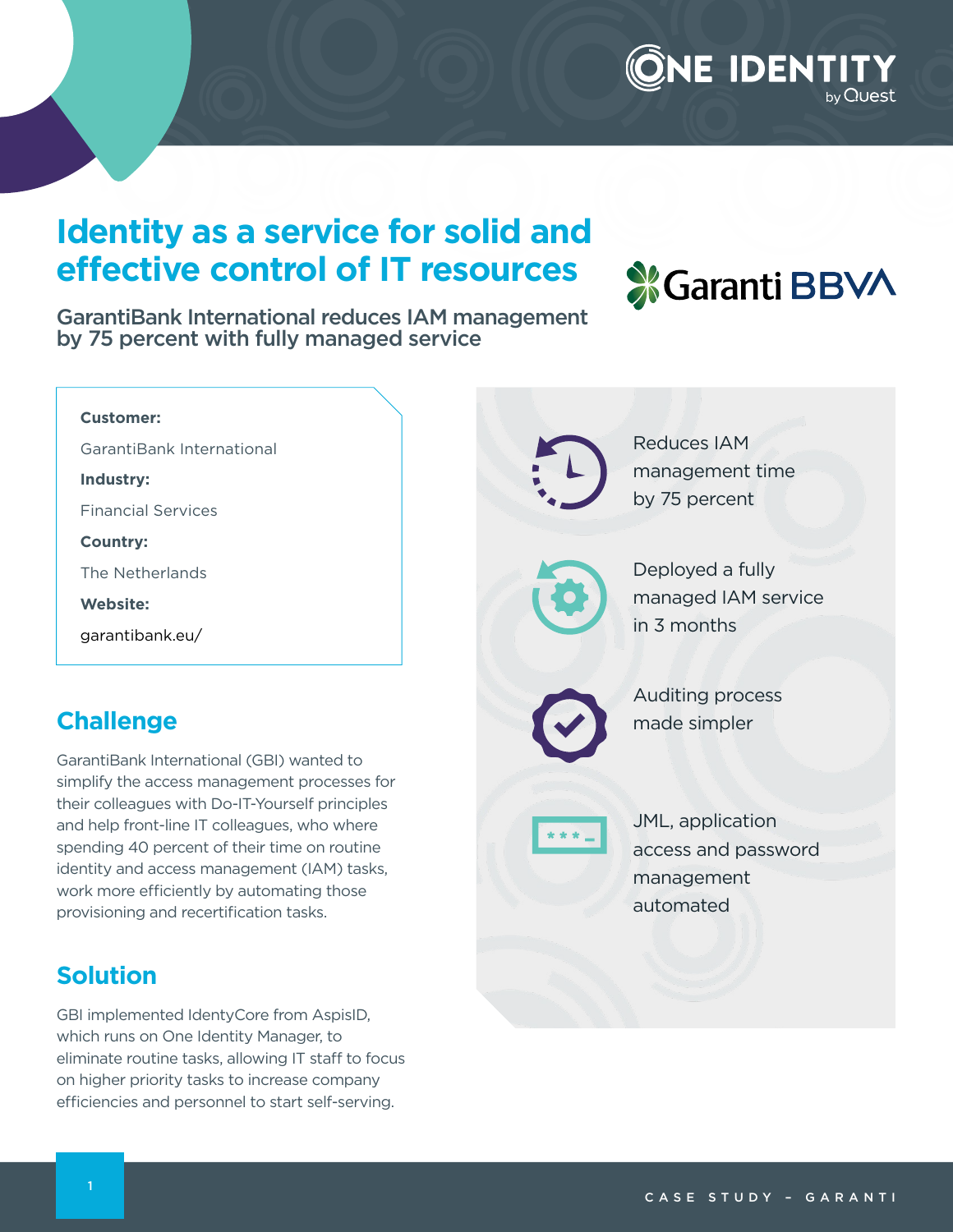# Identity as a service for solid and effective control of IT resources

## GarantiBank International reduces IAM management by 75 percent with fully managed service

**Customer:**

GarantiBank International

**Industry:**

Financial Services

**Country:**

The Netherlands

**Website:**

garantibank.eu/

## Challenge

GarantiBank International (GBI) wanted to simplify the access management processes for their colleagues with Do-IT-Yourself principles and help front-line IT colleagues, who where spending 40 percent of their time on routine identity and access management (IAM) tasks, work more efficiently by automating those provisioning and recertification tasks.

## Solution

GBI implemented IdentyCore from AspisID, which runs on One Identity Manager, to eliminate routine tasks, allowing IT staff to focus on higher priority tasks to increase company efficiencies and personnel to start self-serving.

- Reduces IAM management time by 75 percent
- Deployed a fully managed IAM service in 3 months
- Auditing process made simpler
- JML, application access and password management automated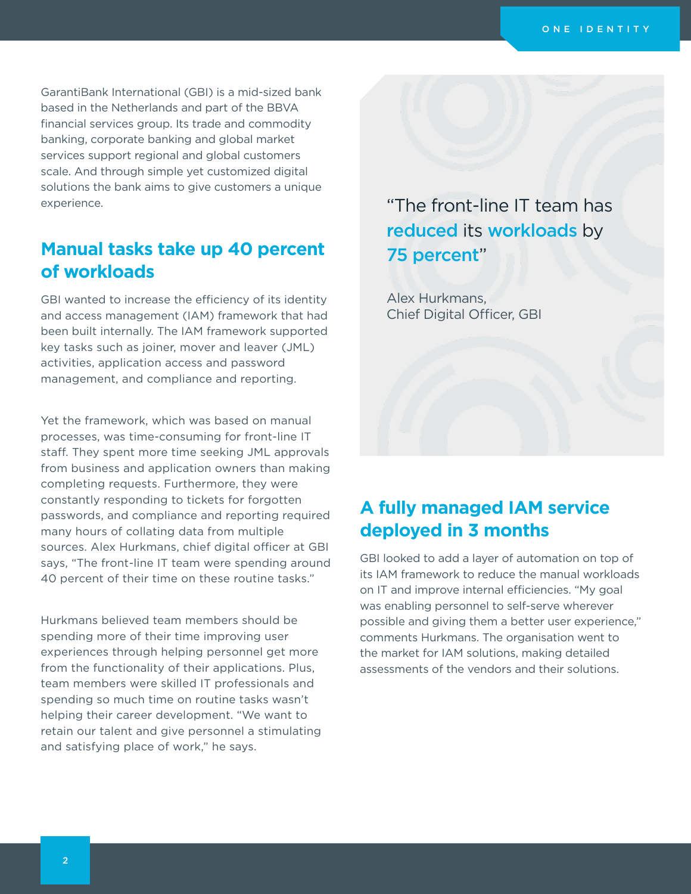GarantiBank International (GBI) is a mid-sized bank based in the Netherlands and part of the BBVA financial services group. Its trade and commodity banking, corporate banking and global market services support regional and global customers scale. And through simple yet customized digital solutions the bank aims to give customers a unique experience.

## Manual tasks take up 40 percent of workloads

GBI wanted to increase the efficiency of its identity and access management (IAM) framework that had been built internally. The IAM framework supported key tasks such as joiner, mover and leaver (JML) activities, application access and password management, and compliance and reporting.

Yet the framework, which was based on manual processes, was time-consuming for front-line IT staff. They spent more time seeking JML approvals from business and application owners than making completing requests. Furthermore, they were constantly responding to tickets for forgotten passwords, and compliance and reporting required many hours of collating data from multiple sources. Alex Hurkmans, chief digital officer at GBI says, "The front-line IT team were spending around 40 percent of their time on these routine tasks."

Hurkmans believed team members should be spending more of their time improving user experiences through helping personnel get more from the functionality of their applications. Plus, team members were skilled IT professionals and spending so much time on routine tasks wasn't helping their career development. "We want to retain our talent and give personnel a stimulating and satisfying place of work," he says.

> "The front-line IT team has **reduced** its **workloads** by **75 percent**"
>
> Alex Hurkmans,
> Chief Digital Officer, GBI

## A fully managed IAM service deployed in 3 months

GBI looked to add a layer of automation on top of its IAM framework to reduce the manual workloads on IT and improve internal efficiencies. "My goal was enabling personnel to self-serve wherever possible and giving them a better user experience," comments Hurkmans. The organisation went to the market for IAM solutions, making detailed assessments of the vendors and their solutions.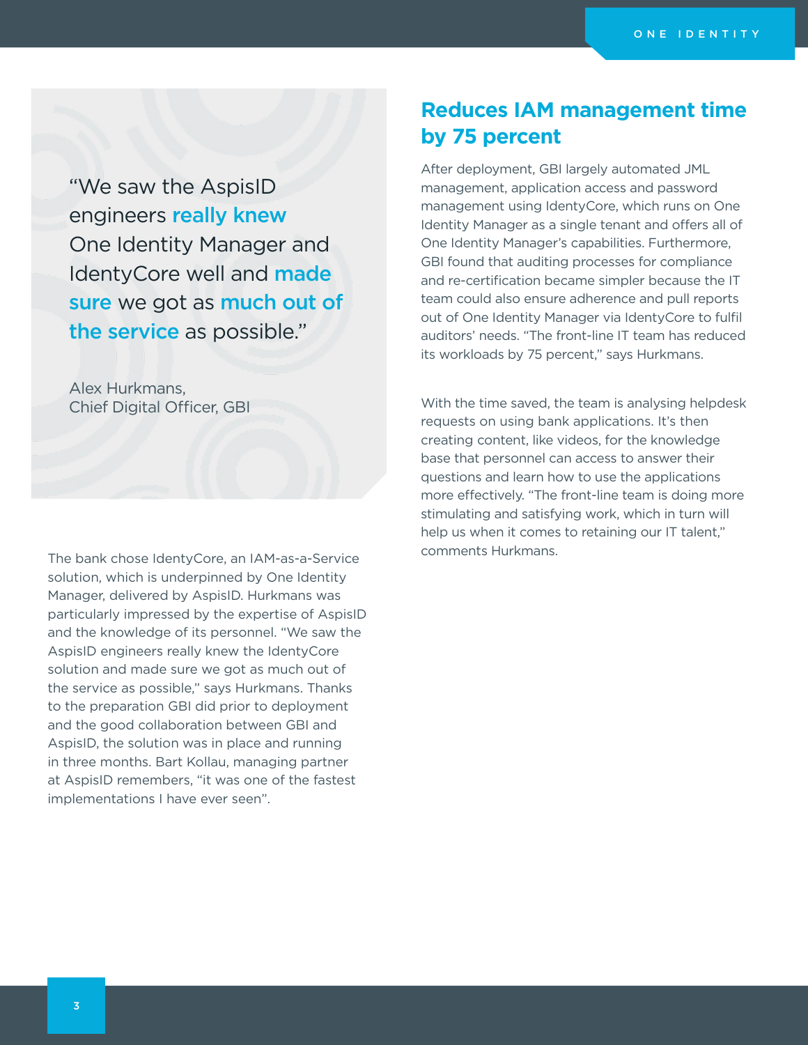> "We saw the AspisID engineers **really knew** One Identity Manager and IdentyCore well and **made sure** we got as **much out of the service** as possible."
>
> Alex Hurkmans,
> Chief Digital Officer, GBI

The bank chose IdentyCore, an IAM-as-a-Service solution, which is underpinned by One Identity Manager, delivered by AspisID. Hurkmans was particularly impressed by the expertise of AspisID and the knowledge of its personnel. "We saw the AspisID engineers really knew the IdentyCore solution and made sure we got as much out of the service as possible," says Hurkmans. Thanks to the preparation GBI did prior to deployment and the good collaboration between GBI and AspisID, the solution was in place and running in three months. Bart Kollau, managing partner at AspisID remembers, "it was one of the fastest implementations I have ever seen".

## Reduces IAM management time by 75 percent

After deployment, GBI largely automated JML management, application access and password management using IdentyCore, which runs on One Identity Manager as a single tenant and offers all of One Identity Manager's capabilities. Furthermore, GBI found that auditing processes for compliance and re-certification became simpler because the IT team could also ensure adherence and pull reports out of One Identity Manager via IdentyCore to fulfil auditors' needs. "The front-line IT team has reduced its workloads by 75 percent," says Hurkmans.

With the time saved, the team is analysing helpdesk requests on using bank applications. It's then creating content, like videos, for the knowledge base that personnel can access to answer their questions and learn how to use the applications more effectively. "The front-line team is doing more stimulating and satisfying work, which in turn will help us when it comes to retaining our IT talent," comments Hurkmans.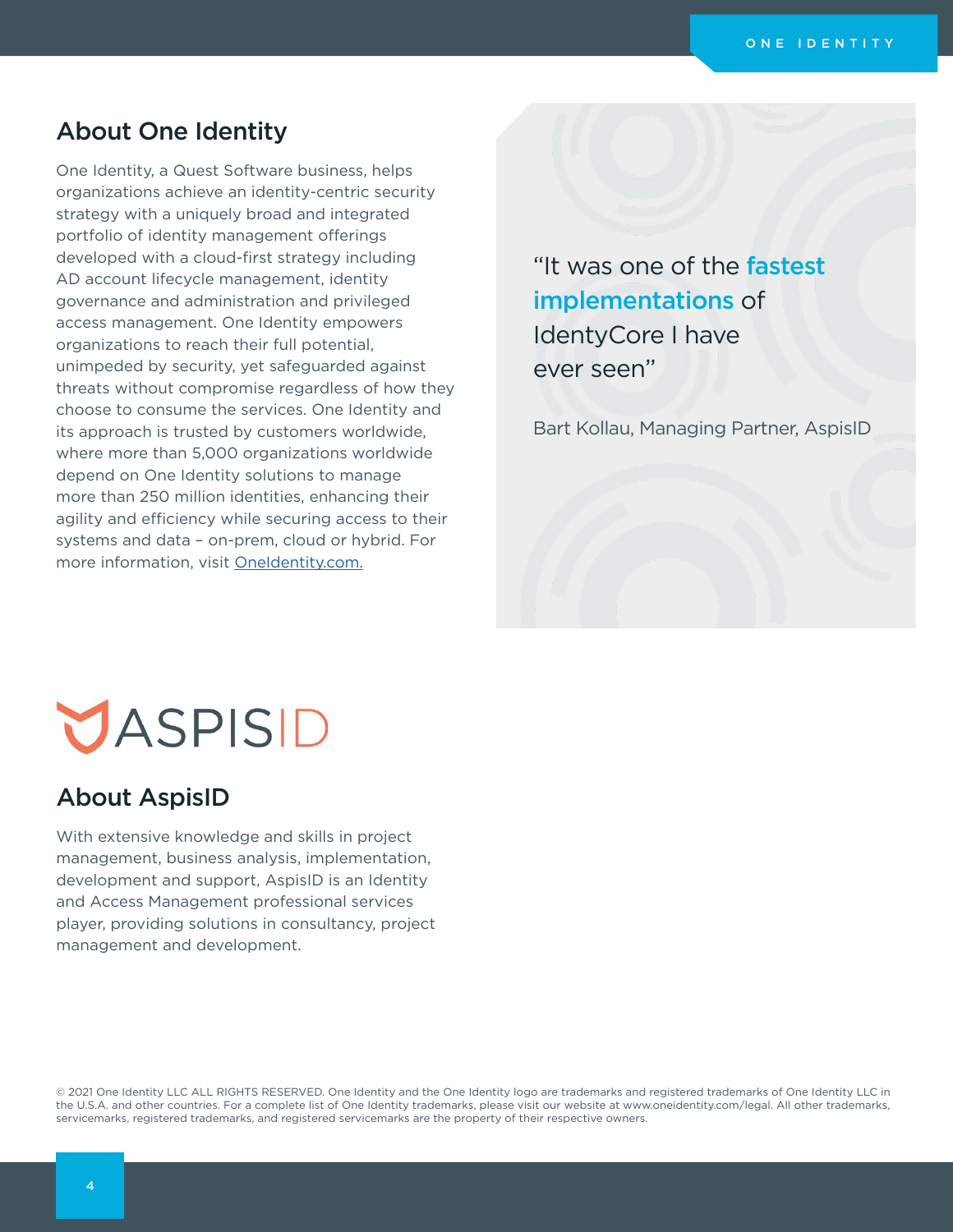## About One Identity

One Identity, a Quest Software business, helps organizations achieve an identity-centric security strategy with a uniquely broad and integrated portfolio of identity management offerings developed with a cloud-first strategy including AD account lifecycle management, identity governance and administration and privileged access management. One Identity empowers organizations to reach their full potential, unimpeded by security, yet safeguarded against threats without compromise regardless of how they choose to consume the services. One Identity and its approach is trusted by customers worldwide, where more than 5,000 organizations worldwide depend on One Identity solutions to manage more than 250 million identities, enhancing their agility and efficiency while securing access to their systems and data – on-prem, cloud or hybrid. For more information, visit [OneIdentity.com.](https://www.oneidentity.com)

"It was one of the **fastest implementations** of IdentyCore I have ever seen"

Bart Kollau, Managing Partner, AspisID

ASPISID

## About AspisID

With extensive knowledge and skills in project management, business analysis, implementation, development and support, AspisID is an Identity and Access Management professional services player, providing solutions in consultancy, project management and development.

© 2021 One Identity LLC ALL RIGHTS RESERVED. One Identity and the One Identity logo are trademarks and registered trademarks of One Identity LLC in the U.S.A. and other countries. For a complete list of One Identity trademarks, please visit our website at www.oneidentity.com/legal. All other trademarks, servicemarks, registered trademarks, and registered servicemarks are the property of their respective owners.